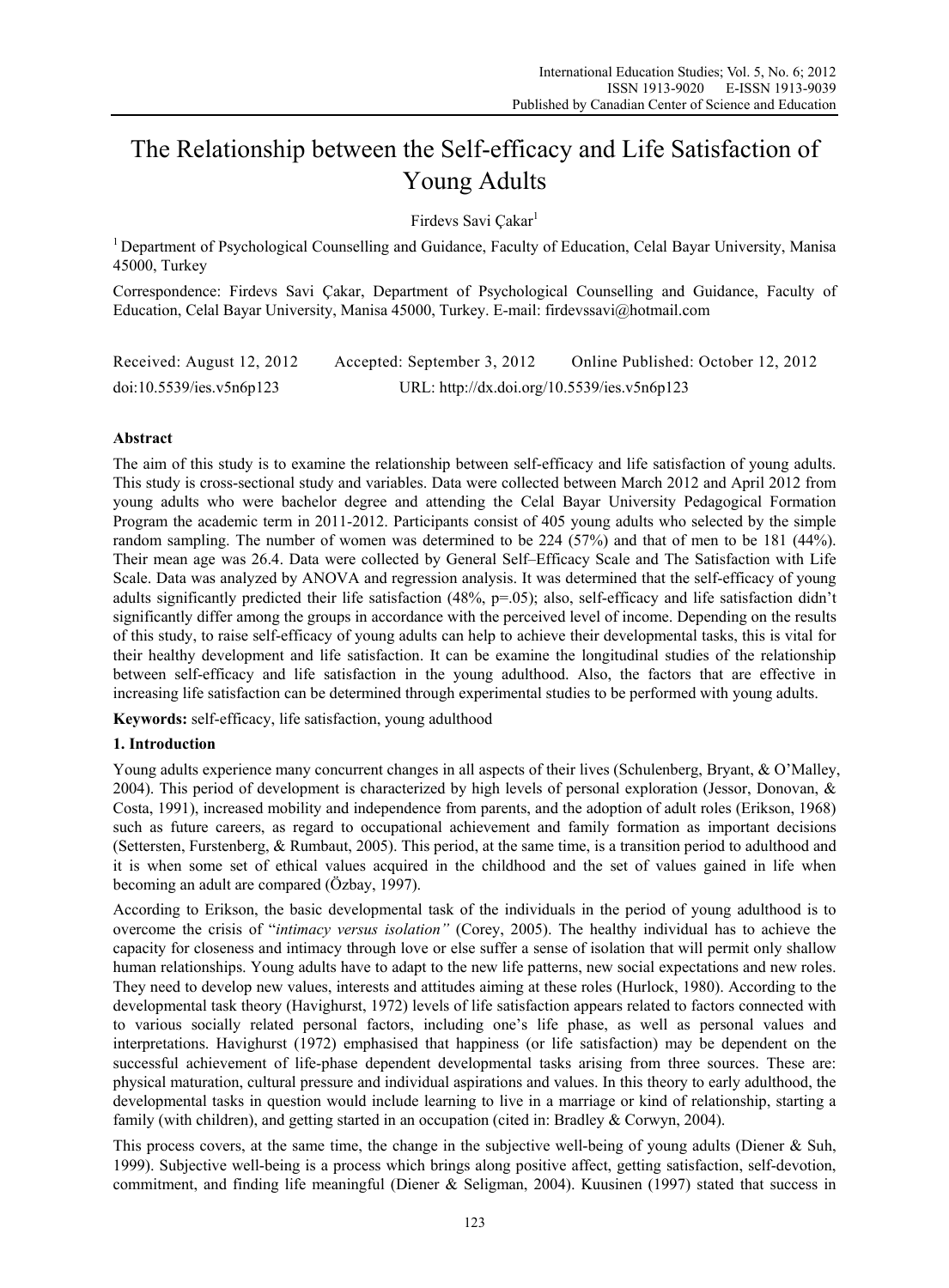# The Relationship between the Self-efficacy and Life Satisfaction of Young Adults

Firdevs Savi Çakar[1]

[1] Department of Psychological Counselling and Guidance, Faculty of Education, Celal Bayar University, Manisa 45000, Turkey

Correspondence: Firdevs Savi Çakar, Department of Psychological Counselling and Guidance, Faculty of Education, Celal Bayar University, Manisa 45000, Turkey. E-mail: firdevssavi@hotmail.com

Received: August 12, 2012    Accepted: September 3, 2012    Online Published: October 12, 2012

doi:10.5539/ies.v5n6p123    URL: http://dx.doi.org/10.5539/ies.v5n6p123

## Abstract

The aim of this study is to examine the relationship between self-efficacy and life satisfaction of young adults. This study is cross-sectional study and variables. Data were collected between March 2012 and April 2012 from young adults who were bachelor degree and attending the Celal Bayar University Pedagogical Formation Program the academic term in 2011-2012. Participants consist of 405 young adults who selected by the simple random sampling. The number of women was determined to be 224 (57%) and that of men to be 181 (44%). Their mean age was 26.4. Data were collected by General Self–Efficacy Scale and The Satisfaction with Life Scale. Data was analyzed by ANOVA and regression analysis. It was determined that the self-efficacy of young adults significantly predicted their life satisfaction (48%, p=.05); also, self-efficacy and life satisfaction didn't significantly differ among the groups in accordance with the perceived level of income. Depending on the results of this study, to raise self-efficacy of young adults can help to achieve their developmental tasks, this is vital for their healthy development and life satisfaction. It can be examine the longitudinal studies of the relationship between self-efficacy and life satisfaction in the young adulthood. Also, the factors that are effective in increasing life satisfaction can be determined through experimental studies to be performed with young adults.

**Keywords:** self-efficacy, life satisfaction, young adulthood

## 1. Introduction

Young adults experience many concurrent changes in all aspects of their lives (Schulenberg, Bryant, & O'Malley, 2004). This period of development is characterized by high levels of personal exploration (Jessor, Donovan, & Costa, 1991), increased mobility and independence from parents, and the adoption of adult roles (Erikson, 1968) such as future careers, as regard to occupational achievement and family formation as important decisions (Settersten, Furstenberg, & Rumbaut, 2005). This period, at the same time, is a transition period to adulthood and it is when some set of ethical values acquired in the childhood and the set of values gained in life when becoming an adult are compared (Özbay, 1997).

According to Erikson, the basic developmental task of the individuals in the period of young adulthood is to overcome the crisis of "*intimacy versus isolation"* (Corey, 2005). The healthy individual has to achieve the capacity for closeness and intimacy through love or else suffer a sense of isolation that will permit only shallow human relationships. Young adults have to adapt to the new life patterns, new social expectations and new roles. They need to develop new values, interests and attitudes aiming at these roles (Hurlock, 1980). According to the developmental task theory (Havighurst, 1972) levels of life satisfaction appears related to factors connected with to various socially related personal factors, including one's life phase, as well as personal values and interpretations. Havighurst (1972) emphasised that happiness (or life satisfaction) may be dependent on the successful achievement of life-phase dependent developmental tasks arising from three sources. These are: physical maturation, cultural pressure and individual aspirations and values. In this theory to early adulthood, the developmental tasks in question would include learning to live in a marriage or kind of relationship, starting a family (with children), and getting started in an occupation (cited in: Bradley & Corwyn, 2004).

This process covers, at the same time, the change in the subjective well-being of young adults (Diener & Suh, 1999). Subjective well-being is a process which brings along positive affect, getting satisfaction, self-devotion, commitment, and finding life meaningful (Diener & Seligman, 2004). Kuusinen (1997) stated that success in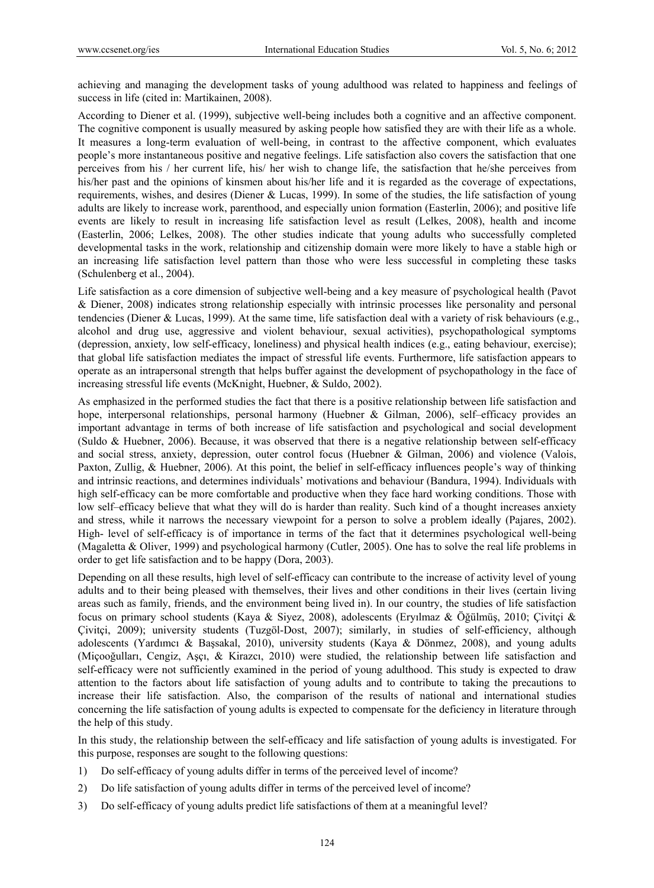achieving and managing the development tasks of young adulthood was related to happiness and feelings of success in life (cited in: Martikainen, 2008).

According to Diener et al. (1999), subjective well-being includes both a cognitive and an affective component. The cognitive component is usually measured by asking people how satisfied they are with their life as a whole. It measures a long-term evaluation of well-being, in contrast to the affective component, which evaluates people's more instantaneous positive and negative feelings. Life satisfaction also covers the satisfaction that one perceives from his / her current life, his/ her wish to change life, the satisfaction that he/she perceives from his/her past and the opinions of kinsmen about his/her life and it is regarded as the coverage of expectations, requirements, wishes, and desires (Diener & Lucas, 1999). In some of the studies, the life satisfaction of young adults are likely to increase work, parenthood, and especially union formation (Easterlin, 2006); and positive life events are likely to result in increasing life satisfaction level as result (Lelkes, 2008), health and income (Easterlin, 2006; Lelkes, 2008). The other studies indicate that young adults who successfully completed developmental tasks in the work, relationship and citizenship domain were more likely to have a stable high or an increasing life satisfaction level pattern than those who were less successful in completing these tasks (Schulenberg et al., 2004).

Life satisfaction as a core dimension of subjective well-being and a key measure of psychological health (Pavot & Diener, 2008) indicates strong relationship especially with intrinsic processes like personality and personal tendencies (Diener & Lucas, 1999). At the same time, life satisfaction deal with a variety of risk behaviours (e.g., alcohol and drug use, aggressive and violent behaviour, sexual activities), psychopathological symptoms (depression, anxiety, low self-efficacy, loneliness) and physical health indices (e.g., eating behaviour, exercise); that global life satisfaction mediates the impact of stressful life events. Furthermore, life satisfaction appears to operate as an intrapersonal strength that helps buffer against the development of psychopathology in the face of increasing stressful life events (McKnight, Huebner, & Suldo, 2002).

As emphasized in the performed studies the fact that there is a positive relationship between life satisfaction and hope, interpersonal relationships, personal harmony (Huebner & Gilman, 2006), self–efficacy provides an important advantage in terms of both increase of life satisfaction and psychological and social development (Suldo & Huebner, 2006). Because, it was observed that there is a negative relationship between self-efficacy and social stress, anxiety, depression, outer control focus (Huebner & Gilman, 2006) and violence (Valois, Paxton, Zullig, & Huebner, 2006). At this point, the belief in self-efficacy influences people's way of thinking and intrinsic reactions, and determines individuals' motivations and behaviour (Bandura, 1994). Individuals with high self-efficacy can be more comfortable and productive when they face hard working conditions. Those with low self–efficacy believe that what they will do is harder than reality. Such kind of a thought increases anxiety and stress, while it narrows the necessary viewpoint for a person to solve a problem ideally (Pajares, 2002). High- level of self-efficacy is of importance in terms of the fact that it determines psychological well-being (Magaletta & Oliver, 1999) and psychological harmony (Cutler, 2005). One has to solve the real life problems in order to get life satisfaction and to be happy (Dora, 2003).

Depending on all these results, high level of self-efficacy can contribute to the increase of activity level of young adults and to their being pleased with themselves, their lives and other conditions in their lives (certain living areas such as family, friends, and the environment being lived in). In our country, the studies of life satisfaction focus on primary school students (Kaya & Siyez, 2008), adolescents (Eryılmaz & Öğülmüş, 2010; Çivitçi & Çivitçi, 2009); university students (Tuzgöl-Dost, 2007); similarly, in studies of self-efficiency, although adolescents (Yardımcı & Başsakal, 2010), university students (Kaya & Dönmez, 2008), and young adults (Miçooğulları, Cengiz, Aşçı, & Kirazcı, 2010) were studied, the relationship between life satisfaction and self-efficacy were not sufficiently examined in the period of young adulthood. This study is expected to draw attention to the factors about life satisfaction of young adults and to contribute to taking the precautions to increase their life satisfaction. Also, the comparison of the results of national and international studies concerning the life satisfaction of young adults is expected to compensate for the deficiency in literature through the help of this study.

In this study, the relationship between the self-efficacy and life satisfaction of young adults is investigated. For this purpose, responses are sought to the following questions:

1) Do self-efficacy of young adults differ in terms of the perceived level of income?
2) Do life satisfaction of young adults differ in terms of the perceived level of income?
3) Do self-efficacy of young adults predict life satisfactions of them at a meaningful level?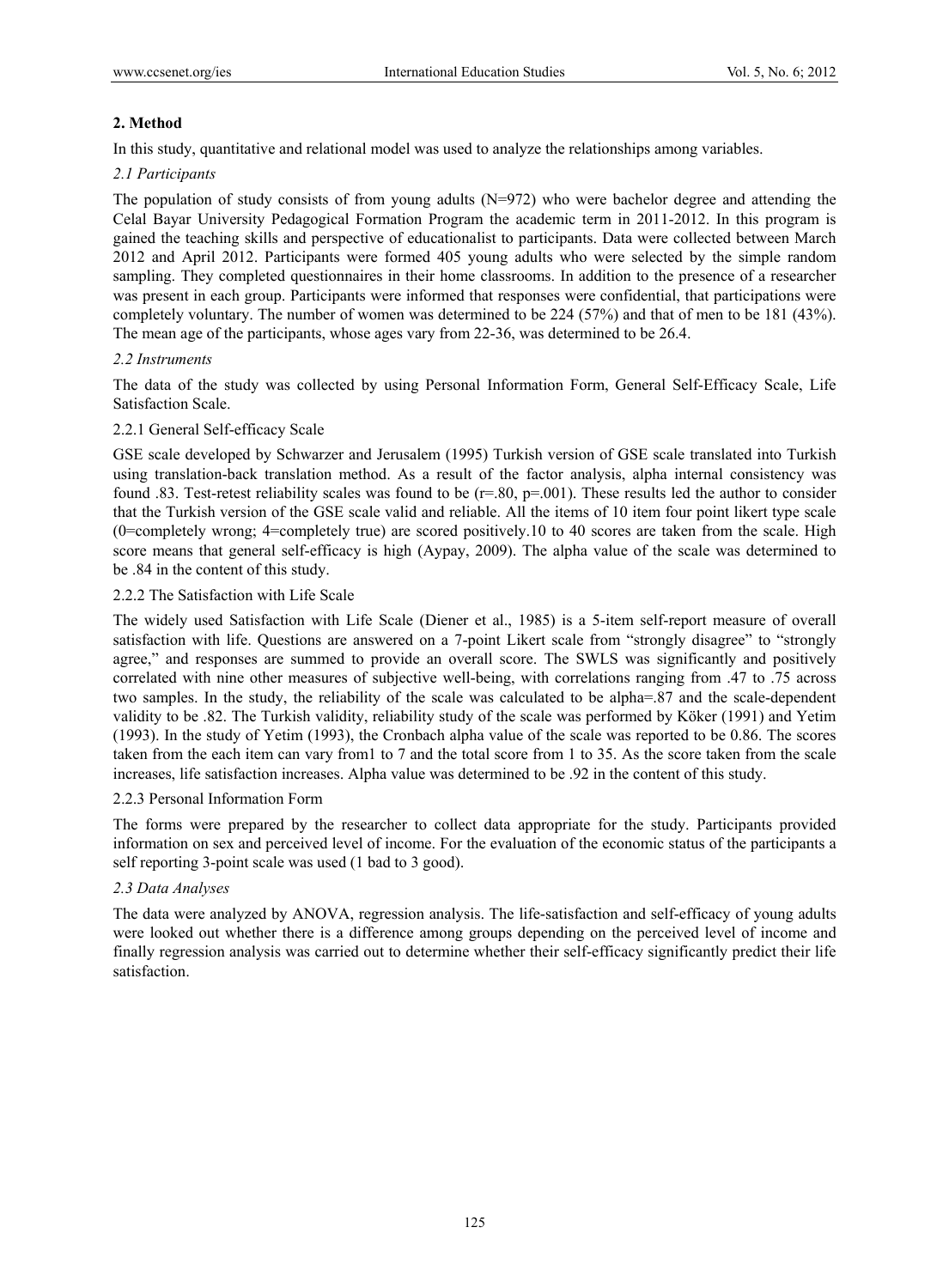## 2. Method

In this study, quantitative and relational model was used to analyze the relationships among variables.

### *2.1 Participants*

The population of study consists of from young adults (N=972) who were bachelor degree and attending the Celal Bayar University Pedagogical Formation Program the academic term in 2011-2012. In this program is gained the teaching skills and perspective of educationalist to participants. Data were collected between March 2012 and April 2012. Participants were formed 405 young adults who were selected by the simple random sampling. They completed questionnaires in their home classrooms. In addition to the presence of a researcher was present in each group. Participants were informed that responses were confidential, that participations were completely voluntary. The number of women was determined to be 224 (57%) and that of men to be 181 (43%). The mean age of the participants, whose ages vary from 22-36, was determined to be 26.4.

### *2.2 Instruments*

The data of the study was collected by using Personal Information Form, General Self-Efficacy Scale, Life Satisfaction Scale.

#### 2.2.1 General Self-efficacy Scale

GSE scale developed by Schwarzer and Jerusalem (1995) Turkish version of GSE scale translated into Turkish using translation-back translation method. As a result of the factor analysis, alpha internal consistency was found .83. Test-retest reliability scales was found to be (r=.80, p=.001). These results led the author to consider that the Turkish version of the GSE scale valid and reliable. All the items of 10 item four point likert type scale (0=completely wrong; 4=completely true) are scored positively.10 to 40 scores are taken from the scale. High score means that general self-efficacy is high (Aypay, 2009). The alpha value of the scale was determined to be .84 in the content of this study.

#### 2.2.2 The Satisfaction with Life Scale

The widely used Satisfaction with Life Scale (Diener et al., 1985) is a 5-item self-report measure of overall satisfaction with life. Questions are answered on a 7-point Likert scale from "strongly disagree" to "strongly agree," and responses are summed to provide an overall score. The SWLS was significantly and positively correlated with nine other measures of subjective well-being, with correlations ranging from .47 to .75 across two samples. In the study, the reliability of the scale was calculated to be alpha=.87 and the scale-dependent validity to be .82. The Turkish validity, reliability study of the scale was performed by Köker (1991) and Yetim (1993). In the study of Yetim (1993), the Cronbach alpha value of the scale was reported to be 0.86. The scores taken from the each item can vary from1 to 7 and the total score from 1 to 35. As the score taken from the scale increases, life satisfaction increases. Alpha value was determined to be .92 in the content of this study.

#### 2.2.3 Personal Information Form

The forms were prepared by the researcher to collect data appropriate for the study. Participants provided information on sex and perceived level of income. For the evaluation of the economic status of the participants a self reporting 3-point scale was used (1 bad to 3 good).

### *2.3 Data Analyses*

The data were analyzed by ANOVA, regression analysis. The life-satisfaction and self-efficacy of young adults were looked out whether there is a difference among groups depending on the perceived level of income and finally regression analysis was carried out to determine whether their self-efficacy significantly predict their life satisfaction.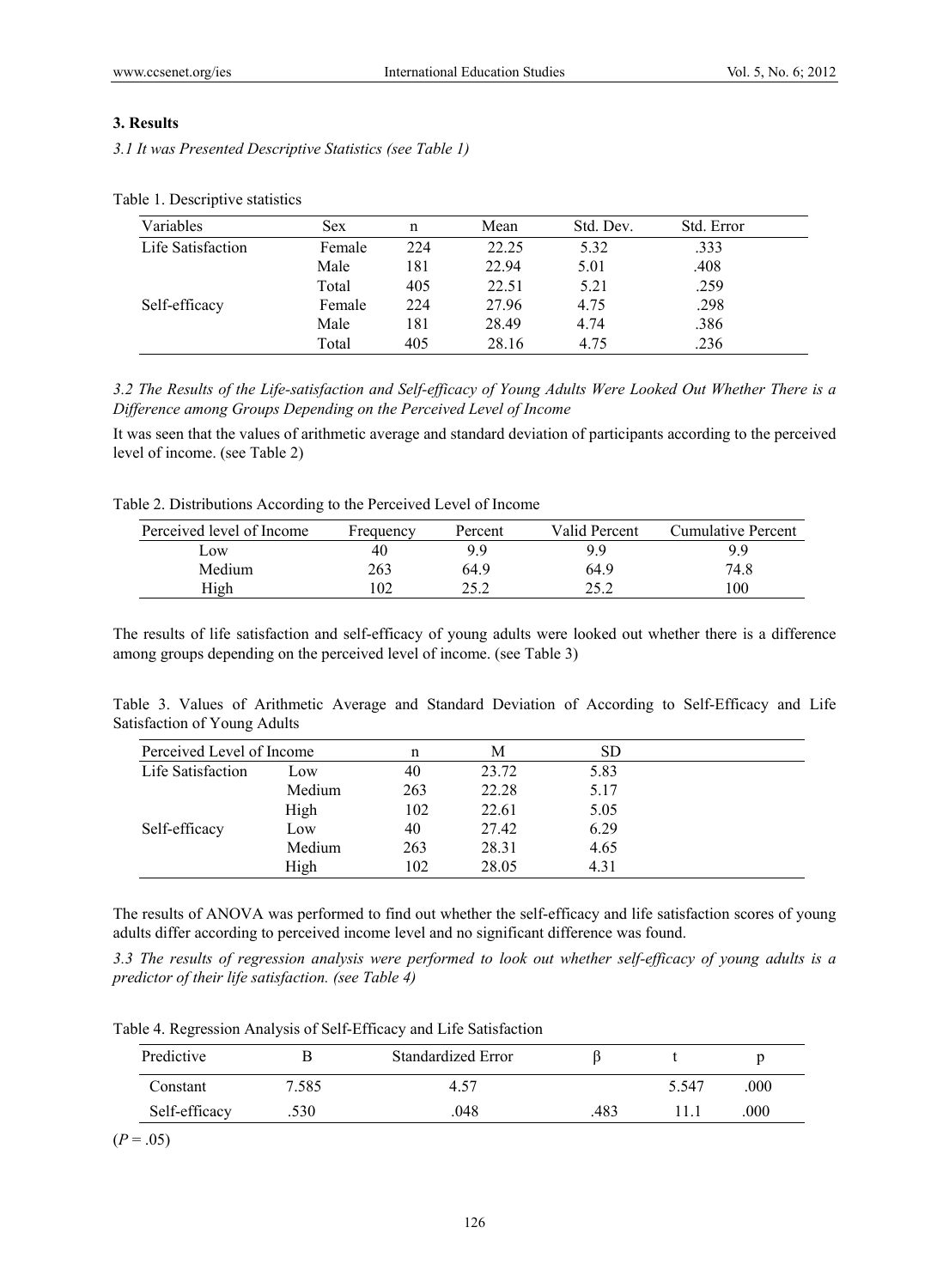## 3. Results

*3.1 It was Presented Descriptive Statistics (see Table 1)*

Table 1. Descriptive statistics

| Variables | Sex | n | Mean | Std. Dev. | Std. Error |
|---|---|---|---|---|---|
| Life Satisfaction | Female | 224 | 22.25 | 5.32 | .333 |
| | Male | 181 | 22.94 | 5.01 | .408 |
| | Total | 405 | 22.51 | 5.21 | .259 |
| Self-efficacy | Female | 224 | 27.96 | 4.75 | .298 |
| | Male | 181 | 28.49 | 4.74 | .386 |
| | Total | 405 | 28.16 | 4.75 | .236 |

*3.2 The Results of the Life-satisfaction and Self-efficacy of Young Adults Were Looked Out Whether There is a Difference among Groups Depending on the Perceived Level of Income*

It was seen that the values of arithmetic average and standard deviation of participants according to the perceived level of income. (see Table 2)

Table 2. Distributions According to the Perceived Level of Income

| Perceived level of Income | Frequency | Percent | Valid Percent | Cumulative Percent |
|---|---|---|---|---|
| Low | 40 | 9.9 | 9.9 | 9.9 |
| Medium | 263 | 64.9 | 64.9 | 74.8 |
| High | 102 | 25.2 | 25.2 | 100 |

The results of life satisfaction and self-efficacy of young adults were looked out whether there is a difference among groups depending on the perceived level of income. (see Table 3)

Table 3. Values of Arithmetic Average and Standard Deviation of According to Self-Efficacy and Life Satisfaction of Young Adults

| Perceived Level of Income | | n | M | SD |
|---|---|---|---|---|
| Life Satisfaction | Low | 40 | 23.72 | 5.83 |
| | Medium | 263 | 22.28 | 5.17 |
| | High | 102 | 22.61 | 5.05 |
| Self-efficacy | Low | 40 | 27.42 | 6.29 |
| | Medium | 263 | 28.31 | 4.65 |
| | High | 102 | 28.05 | 4.31 |

The results of ANOVA was performed to find out whether the self-efficacy and life satisfaction scores of young adults differ according to perceived income level and no significant difference was found.

*3.3 The results of regression analysis were performed to look out whether self-efficacy of young adults is a predictor of their life satisfaction. (see Table 4)*

Table 4. Regression Analysis of Self-Efficacy and Life Satisfaction

| Predictive | B | Standardized Error | β | t | p |
|---|---|---|---|---|---|
| Constant | 7.585 | 4.57 | | 5.547 | .000 |
| Self-efficacy | .530 | .048 | .483 | 11.1 | .000 |

($P$ = .05)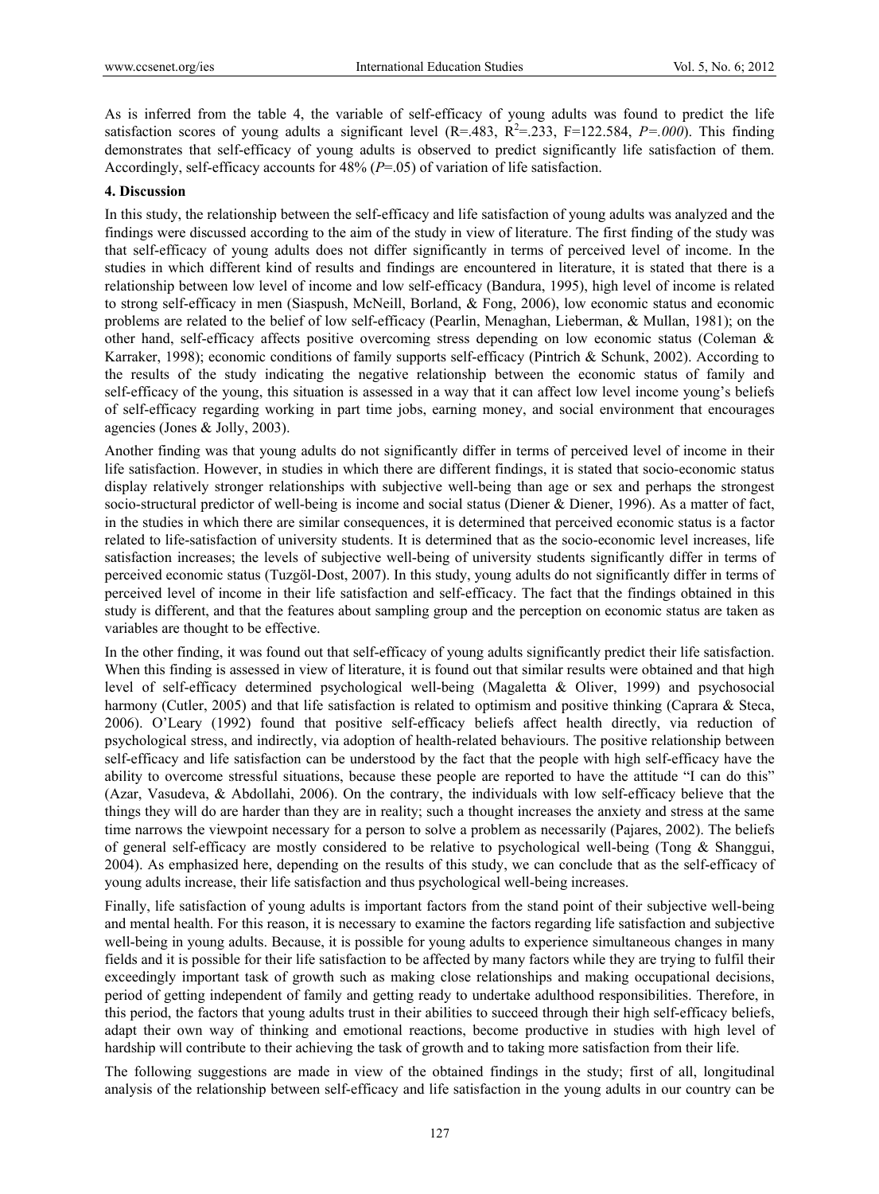As is inferred from the table 4, the variable of self-efficacy of young adults was found to predict the life satisfaction scores of young adults a significant level ($R=.483$, $R^2=.233$, $F=122.584$, $P=.000$). This finding demonstrates that self-efficacy of young adults is observed to predict significantly life satisfaction of them. Accordingly, self-efficacy accounts for 48% ($P=.05$) of variation of life satisfaction.

## 4. Discussion

In this study, the relationship between the self-efficacy and life satisfaction of young adults was analyzed and the findings were discussed according to the aim of the study in view of literature. The first finding of the study was that self-efficacy of young adults does not differ significantly in terms of perceived level of income. In the studies in which different kind of results and findings are encountered in literature, it is stated that there is a relationship between low level of income and low self-efficacy (Bandura, 1995), high level of income is related to strong self-efficacy in men (Siaspush, McNeill, Borland, & Fong, 2006), low economic status and economic problems are related to the belief of low self-efficacy (Pearlin, Menaghan, Lieberman, & Mullan, 1981); on the other hand, self-efficacy affects positive overcoming stress depending on low economic status (Coleman & Karraker, 1998); economic conditions of family supports self-efficacy (Pintrich & Schunk, 2002). According to the results of the study indicating the negative relationship between the economic status of family and self-efficacy of the young, this situation is assessed in a way that it can affect low level income young's beliefs of self-efficacy regarding working in part time jobs, earning money, and social environment that encourages agencies (Jones & Jolly, 2003).

Another finding was that young adults do not significantly differ in terms of perceived level of income in their life satisfaction. However, in studies in which there are different findings, it is stated that socio-economic status display relatively stronger relationships with subjective well-being than age or sex and perhaps the strongest socio-structural predictor of well-being is income and social status (Diener & Diener, 1996). As a matter of fact, in the studies in which there are similar consequences, it is determined that perceived economic status is a factor related to life-satisfaction of university students. It is determined that as the socio-economic level increases, life satisfaction increases; the levels of subjective well-being of university students significantly differ in terms of perceived economic status (Tuzgöl-Dost, 2007). In this study, young adults do not significantly differ in terms of perceived level of income in their life satisfaction and self-efficacy. The fact that the findings obtained in this study is different, and that the features about sampling group and the perception on economic status are taken as variables are thought to be effective.

In the other finding, it was found out that self-efficacy of young adults significantly predict their life satisfaction. When this finding is assessed in view of literature, it is found out that similar results were obtained and that high level of self-efficacy determined psychological well-being (Magaletta & Oliver, 1999) and psychosocial harmony (Cutler, 2005) and that life satisfaction is related to optimism and positive thinking (Caprara & Steca, 2006). O'Leary (1992) found that positive self-efficacy beliefs affect health directly, via reduction of psychological stress, and indirectly, via adoption of health-related behaviours. The positive relationship between self-efficacy and life satisfaction can be understood by the fact that the people with high self-efficacy have the ability to overcome stressful situations, because these people are reported to have the attitude "I can do this" (Azar, Vasudeva, & Abdollahi, 2006). On the contrary, the individuals with low self-efficacy believe that the things they will do are harder than they are in reality; such a thought increases the anxiety and stress at the same time narrows the viewpoint necessary for a person to solve a problem as necessarily (Pajares, 2002). The beliefs of general self-efficacy are mostly considered to be relative to psychological well-being (Tong & Shanggui, 2004). As emphasized here, depending on the results of this study, we can conclude that as the self-efficacy of young adults increase, their life satisfaction and thus psychological well-being increases.

Finally, life satisfaction of young adults is important factors from the stand point of their subjective well-being and mental health. For this reason, it is necessary to examine the factors regarding life satisfaction and subjective well-being in young adults. Because, it is possible for young adults to experience simultaneous changes in many fields and it is possible for their life satisfaction to be affected by many factors while they are trying to fulfil their exceedingly important task of growth such as making close relationships and making occupational decisions, period of getting independent of family and getting ready to undertake adulthood responsibilities. Therefore, in this period, the factors that young adults trust in their abilities to succeed through their high self-efficacy beliefs, adapt their own way of thinking and emotional reactions, become productive in studies with high level of hardship will contribute to their achieving the task of growth and to taking more satisfaction from their life.

The following suggestions are made in view of the obtained findings in the study; first of all, longitudinal analysis of the relationship between self-efficacy and life satisfaction in the young adults in our country can be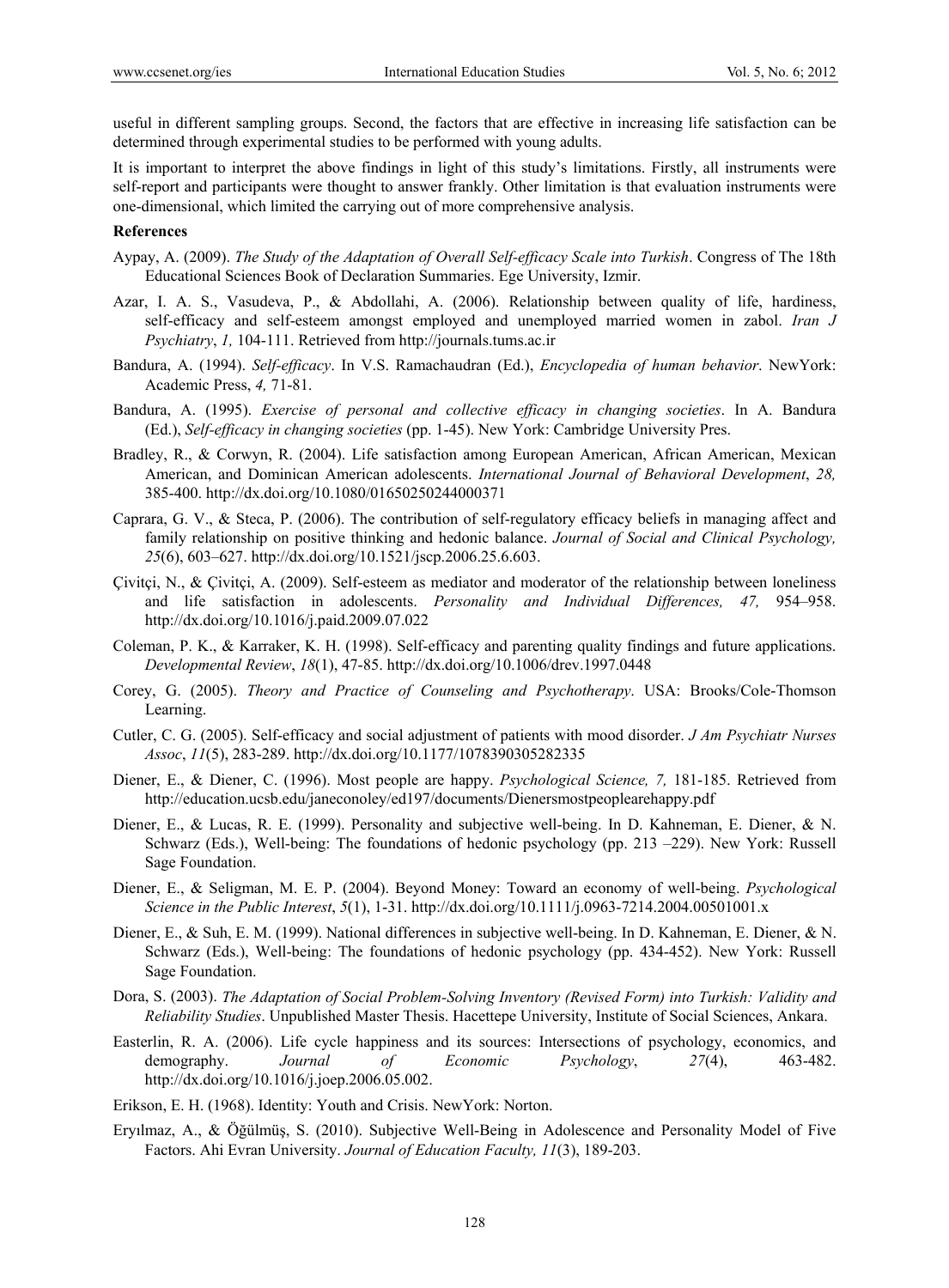useful in different sampling groups. Second, the factors that are effective in increasing life satisfaction can be determined through experimental studies to be performed with young adults.

It is important to interpret the above findings in light of this study's limitations. Firstly, all instruments were self-report and participants were thought to answer frankly. Other limitation is that evaluation instruments were one-dimensional, which limited the carrying out of more comprehensive analysis.

**References**

Aypay, A. (2009). *The Study of the Adaptation of Overall Self-efficacy Scale into Turkish*. Congress of The 18th Educational Sciences Book of Declaration Summaries. Ege University, Izmir.

Azar, I. A. S., Vasudeva, P., & Abdollahi, A. (2006). Relationship between quality of life, hardiness, self-efficacy and self-esteem amongst employed and unemployed married women in zabol. *Iran J Psychiatry*, *1,* 104-111. Retrieved from http://journals.tums.ac.ir

Bandura, A. (1994). *Self-efficacy*. In V.S. Ramachaudran (Ed.), *Encyclopedia of human behavior*. NewYork: Academic Press, *4,* 71-81.

Bandura, A. (1995). *Exercise of personal and collective efficacy in changing societies*. In A. Bandura (Ed.), *Self-efficacy in changing societies* (pp. 1-45). New York: Cambridge University Pres.

Bradley, R., & Corwyn, R. (2004). Life satisfaction among European American, African American, Mexican American, and Dominican American adolescents. *International Journal of Behavioral Development*, *28,* 385-400. http://dx.doi.org/10.1080/01650250244000371

Caprara, G. V., & Steca, P. (2006). The contribution of self-regulatory efficacy beliefs in managing affect and family relationship on positive thinking and hedonic balance. *Journal of Social and Clinical Psychology, 25*(6), 603–627. http://dx.doi.org/10.1521/jscp.2006.25.6.603.

Çivitçi, N., & Çivitçi, A. (2009). Self-esteem as mediator and moderator of the relationship between loneliness and life satisfaction in adolescents. *Personality and Individual Differences, 47,* 954–958. http://dx.doi.org/10.1016/j.paid.2009.07.022

Coleman, P. K., & Karraker, K. H. (1998). Self-efficacy and parenting quality findings and future applications. *Developmental Review*, *18*(1), 47-85. http://dx.doi.org/10.1006/drev.1997.0448

Corey, G. (2005). *Theory and Practice of Counseling and Psychotherapy*. USA: Brooks/Cole-Thomson Learning.

Cutler, C. G. (2005). Self-efficacy and social adjustment of patients with mood disorder. *J Am Psychiatr Nurses Assoc*, *11*(5), 283-289. http://dx.doi.org/10.1177/1078390305282335

Diener, E., & Diener, C. (1996). Most people are happy. *Psychological Science, 7,* 181-185. Retrieved from http://education.ucsb.edu/janeconoley/ed197/documents/Dienersmostpeoplearehappy.pdf

Diener, E., & Lucas, R. E. (1999). Personality and subjective well-being. In D. Kahneman, E. Diener, & N. Schwarz (Eds.), Well-being: The foundations of hedonic psychology (pp. 213 –229). New York: Russell Sage Foundation.

Diener, E., & Seligman, M. E. P. (2004). Beyond Money: Toward an economy of well-being. *Psychological Science in the Public Interest*, *5*(1), 1-31. http://dx.doi.org/10.1111/j.0963-7214.2004.00501001.x

Diener, E., & Suh, E. M. (1999). National differences in subjective well-being. In D. Kahneman, E. Diener, & N. Schwarz (Eds.), Well-being: The foundations of hedonic psychology (pp. 434-452). New York: Russell Sage Foundation.

Dora, S. (2003). *The Adaptation of Social Problem-Solving Inventory (Revised Form) into Turkish: Validity and Reliability Studies*. Unpublished Master Thesis. Hacettepe University, Institute of Social Sciences, Ankara.

Easterlin, R. A. (2006). Life cycle happiness and its sources: Intersections of psychology, economics, and demography. *Journal of Economic Psychology*, *27*(4), 463-482. http://dx.doi.org/10.1016/j.joep.2006.05.002.

Erikson, E. H. (1968). Identity: Youth and Crisis. NewYork: Norton.

Eryılmaz, A., & Öğülmüş, S. (2010). Subjective Well-Being in Adolescence and Personality Model of Five Factors. Ahi Evran University. *Journal of Education Faculty, 11*(3), 189-203.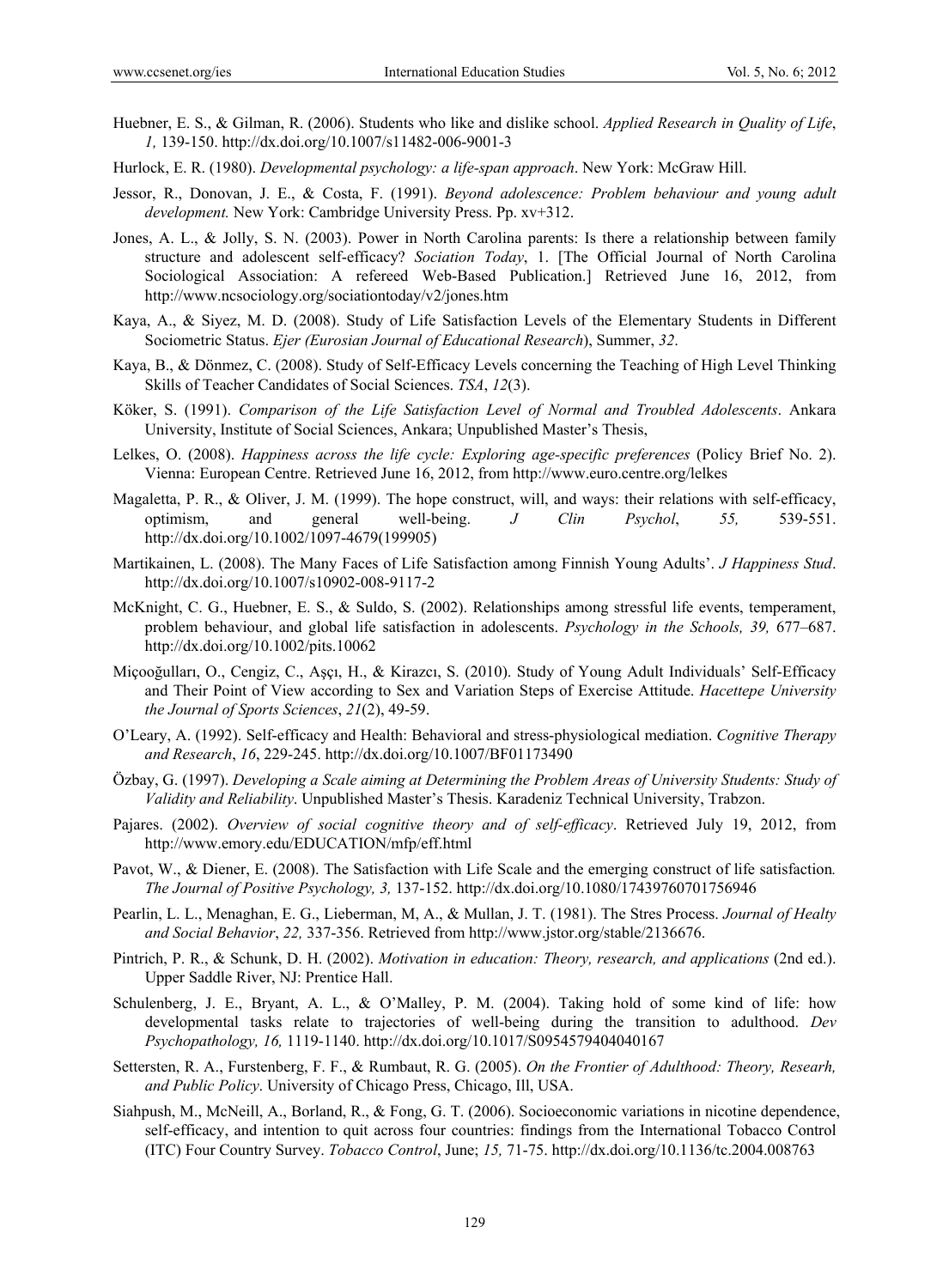Huebner, E. S., & Gilman, R. (2006). Students who like and dislike school. *Applied Research in Quality of Life*, *1,* 139-150. http://dx.doi.org/10.1007/s11482-006-9001-3

Hurlock, E. R. (1980). *Developmental psychology: a life-span approach*. New York: McGraw Hill.

Jessor, R., Donovan, J. E., & Costa, F. (1991). *Beyond adolescence: Problem behaviour and young adult development.* New York: Cambridge University Press. Pp. xv+312.

Jones, A. L., & Jolly, S. N. (2003). Power in North Carolina parents: Is there a relationship between family structure and adolescent self-efficacy? *Sociation Today*, 1. [The Official Journal of North Carolina Sociological Association: A refereed Web-Based Publication.] Retrieved June 16, 2012, from http://www.ncsociology.org/sociationtoday/v2/jones.htm

Kaya, A., & Siyez, M. D. (2008). Study of Life Satisfaction Levels of the Elementary Students in Different Sociometric Status. *Ejer (Eurosian Journal of Educational Research*), Summer, *32*.

Kaya, B., & Dönmez, C. (2008). Study of Self-Efficacy Levels concerning the Teaching of High Level Thinking Skills of Teacher Candidates of Social Sciences. *TSA*, *12*(3).

Köker, S. (1991). *Comparison of the Life Satisfaction Level of Normal and Troubled Adolescents*. Ankara University, Institute of Social Sciences, Ankara; Unpublished Master's Thesis,

Lelkes, O. (2008). *Happiness across the life cycle: Exploring age-specific preferences* (Policy Brief No. 2). Vienna: European Centre. Retrieved June 16, 2012, from http://www.euro.centre.org/lelkes

Magaletta, P. R., & Oliver, J. M. (1999). The hope construct, will, and ways: their relations with self-efficacy, optimism, and general well-being. *J Clin Psychol*, *55,* 539-551. http://dx.doi.org/10.1002/1097-4679(199905)

Martikainen, L. (2008). The Many Faces of Life Satisfaction among Finnish Young Adults'. *J Happiness Stud*. http://dx.doi.org/10.1007/s10902-008-9117-2

McKnight, C. G., Huebner, E. S., & Suldo, S. (2002). Relationships among stressful life events, temperament, problem behaviour, and global life satisfaction in adolescents. *Psychology in the Schools, 39,* 677–687. http://dx.doi.org/10.1002/pits.10062

Miçooğulları, O., Cengiz, C., Aşçı, H., & Kirazcı, S. (2010). Study of Young Adult Individuals' Self-Efficacy and Their Point of View according to Sex and Variation Steps of Exercise Attitude. *Hacettepe University the Journal of Sports Sciences*, *21*(2), 49-59.

O'Leary, A. (1992). Self-efficacy and Health: Behavioral and stress-physiological mediation. *Cognitive Therapy and Research*, *16*, 229-245. http://dx.doi.org/10.1007/BF01173490

Özbay, G. (1997). *Developing a Scale aiming at Determining the Problem Areas of University Students: Study of Validity and Reliability*. Unpublished Master's Thesis. Karadeniz Technical University, Trabzon.

Pajares. (2002). *Overview of social cognitive theory and of self-efficacy*. Retrieved July 19, 2012, from http://www.emory.edu/EDUCATION/mfp/eff.html

Pavot, W., & Diener, E. (2008). The Satisfaction with Life Scale and the emerging construct of life satisfaction*. The Journal of Positive Psychology, 3,* 137-152. http://dx.doi.org/10.1080/17439760701756946

Pearlin, L. L., Menaghan, E. G., Lieberman, M, A., & Mullan, J. T. (1981). The Stres Process. *Journal of Healty and Social Behavior*, *22,* 337-356. Retrieved from http://www.jstor.org/stable/2136676.

Pintrich, P. R., & Schunk, D. H. (2002). *Motivation in education: Theory, research, and applications* (2nd ed.). Upper Saddle River, NJ: Prentice Hall.

Schulenberg, J. E., Bryant, A. L., & O'Malley, P. M. (2004). Taking hold of some kind of life: how developmental tasks relate to trajectories of well-being during the transition to adulthood. *Dev Psychopathology, 16,* 1119-1140. http://dx.doi.org/10.1017/S0954579404040167

Settersten, R. A., Furstenberg, F. F., & Rumbaut, R. G. (2005). *On the Frontier of Adulthood: Theory, Researh, and Public Policy*. University of Chicago Press, Chicago, Ill, USA.

Siahpush, M., McNeill, A., Borland, R., & Fong, G. T. (2006). Socioeconomic variations in nicotine dependence, self-efficacy, and intention to quit across four countries: findings from the International Tobacco Control (ITC) Four Country Survey. *Tobacco Control*, June; *15,* 71-75. http://dx.doi.org/10.1136/tc.2004.008763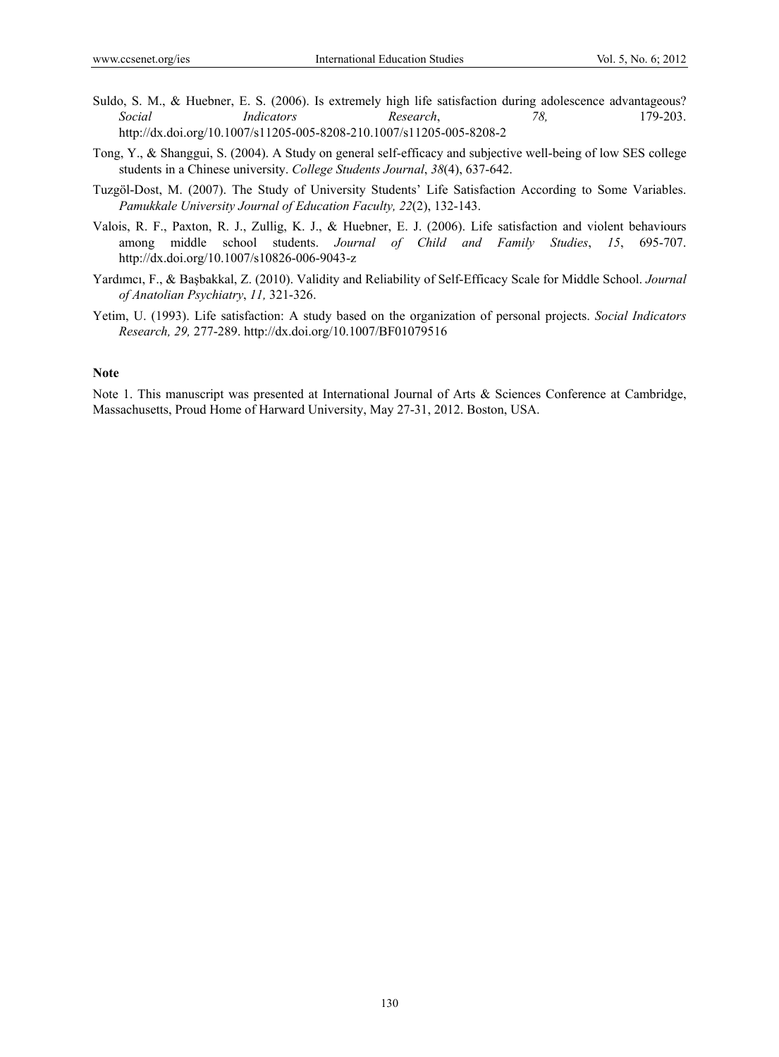Suldo, S. M., & Huebner, E. S. (2006). Is extremely high life satisfaction during adolescence advantageous? *Social Indicators Research*, *78,* 179-203. http://dx.doi.org/10.1007/s11205-005-8208-210.1007/s11205-005-8208-2

Tong, Y., & Shanggui, S. (2004). A Study on general self-efficacy and subjective well-being of low SES college students in a Chinese university. *College Students Journal*, *38*(4), 637-642.

Tuzgöl-Dost, M. (2007). The Study of University Students' Life Satisfaction According to Some Variables. *Pamukkale University Journal of Education Faculty, 22*(2), 132-143.

Valois, R. F., Paxton, R. J., Zullig, K. J., & Huebner, E. J. (2006). Life satisfaction and violent behaviours among middle school students. *Journal of Child and Family Studies*, *15*, 695-707. http://dx.doi.org/10.1007/s10826-006-9043-z

Yardımcı, F., & Başbakkal, Z. (2010). Validity and Reliability of Self-Efficacy Scale for Middle School. *Journal of Anatolian Psychiatry*, *11,* 321-326.

Yetim, U. (1993). Life satisfaction: A study based on the organization of personal projects. *Social Indicators Research, 29,* 277-289. http://dx.doi.org/10.1007/BF01079516

**Note**

Note 1. This manuscript was presented at International Journal of Arts & Sciences Conference at Cambridge, Massachusetts, Proud Home of Harward University, May 27-31, 2012. Boston, USA.